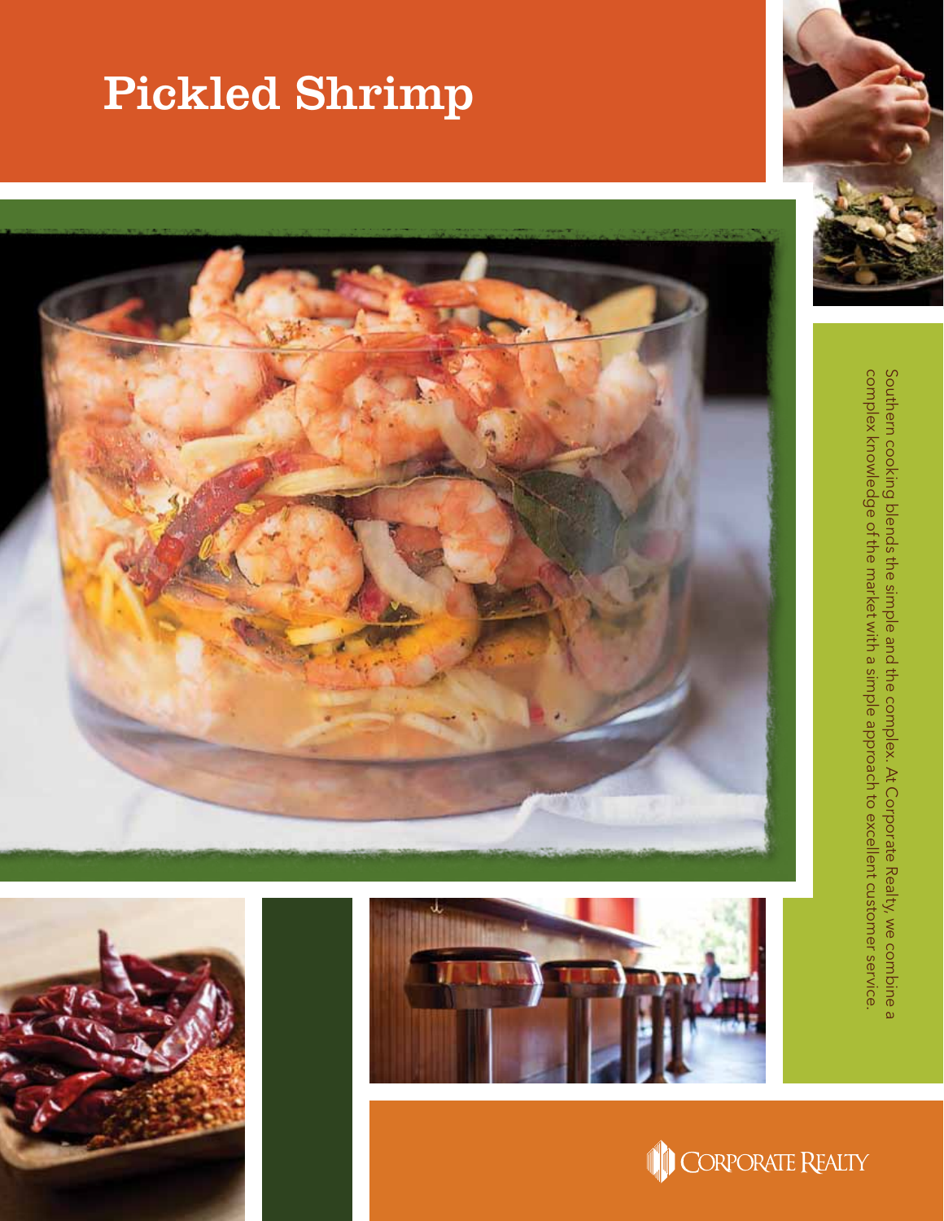# Pickled Shrimp

Southern cooking blends the simple and the complex. At Corporate Realty, we combine a complex knowledge of the market with a simple approach to excellent customer service.

CORPORATE REALTY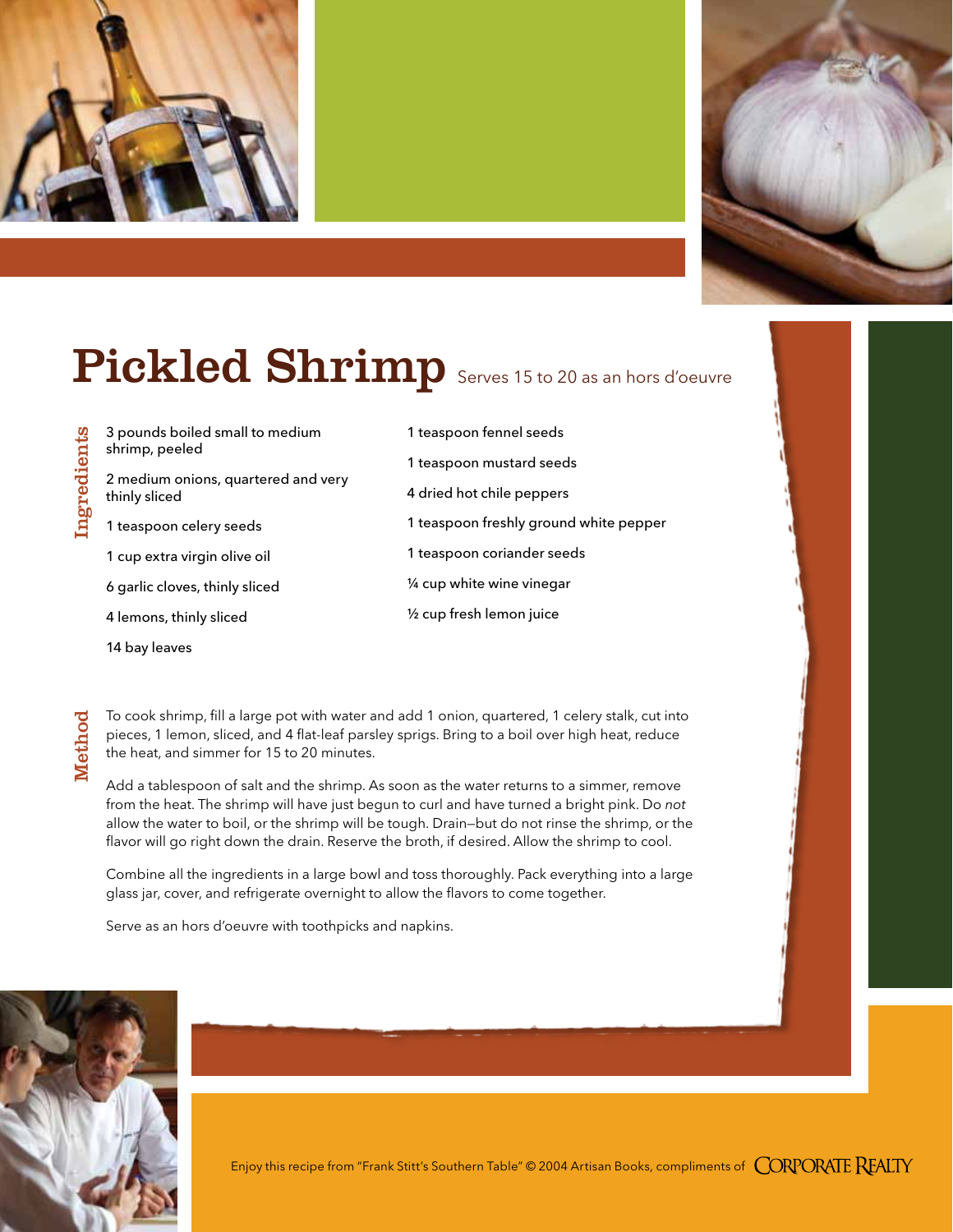# Pickled Shrimp

Serves 15 to 20 as an hors d'oeuvre

## Ingredients

3 pounds boiled small to medium shrimp, peeled

2 medium onions, quartered and very thinly sliced

1 teaspoon celery seeds

1 cup extra virgin olive oil

6 garlic cloves, thinly sliced

4 lemons, thinly sliced

14 bay leaves

1 teaspoon fennel seeds

1 teaspoon mustard seeds

4 dried hot chile peppers

1 teaspoon freshly ground white pepper

1 teaspoon coriander seeds

¼ cup white wine vinegar

½ cup fresh lemon juice

## Method

To cook shrimp, fill a large pot with water and add 1 onion, quartered, 1 celery stalk, cut into pieces, 1 lemon, sliced, and 4 flat-leaf parsley sprigs. Bring to a boil over high heat, reduce the heat, and simmer for 15 to 20 minutes.

Add a tablespoon of salt and the shrimp. As soon as the water returns to a simmer, remove from the heat. The shrimp will have just begun to curl and have turned a bright pink. Do *not* allow the water to boil, or the shrimp will be tough. Drain—but do not rinse the shrimp, or the flavor will go right down the drain. Reserve the broth, if desired. Allow the shrimp to cool.

Combine all the ingredients in a large bowl and toss thoroughly. Pack everything into a large glass jar, cover, and refrigerate overnight to allow the flavors to come together.

Serve as an hors d'oeuvre with toothpicks and napkins.

Enjoy this recipe from "Frank Stitt's Southern Table" © 2004 Artisan Books, compliments of CORPORATE REALTY